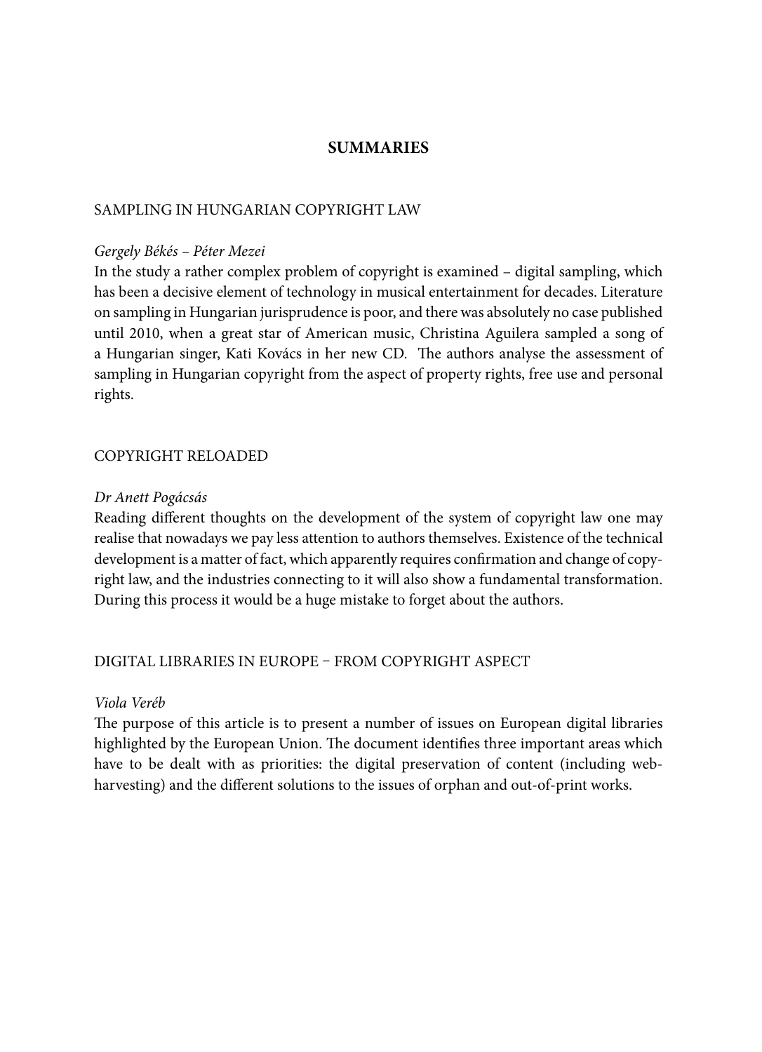# SUMMARIES

## SAMPLING IN HUNGARIAN COPYRIGHT LAW

*Gergely Békés – Péter Mezei*

In the study a rather complex problem of copyright is examined – digital sampling, which has been a decisive element of technology in musical entertainment for decades. Literature on sampling in Hungarian jurisprudence is poor, and there was absolutely no case published until 2010, when a great star of American music, Christina Aguilera sampled a song of a Hungarian singer, Kati Kovács in her new CD. The authors analyse the assessment of sampling in Hungarian copyright from the aspect of property rights, free use and personal rights.

## COPYRIGHT RELOADED

*Dr Anett Pogácsás*

Reading different thoughts on the development of the system of copyright law one may realise that nowadays we pay less attention to authors themselves. Existence of the technical development is a matter of fact, which apparently requires confirmation and change of copyright law, and the industries connecting to it will also show a fundamental transformation. During this process it would be a huge mistake to forget about the authors.

## DIGITAL LIBRARIES IN EUROPE – FROM COPYRIGHT ASPECT

*Viola Veréb*

The purpose of this article is to present a number of issues on European digital libraries highlighted by the European Union. The document identifies three important areas which have to be dealt with as priorities: the digital preservation of content (including web-harvesting) and the different solutions to the issues of orphan and out-of-print works.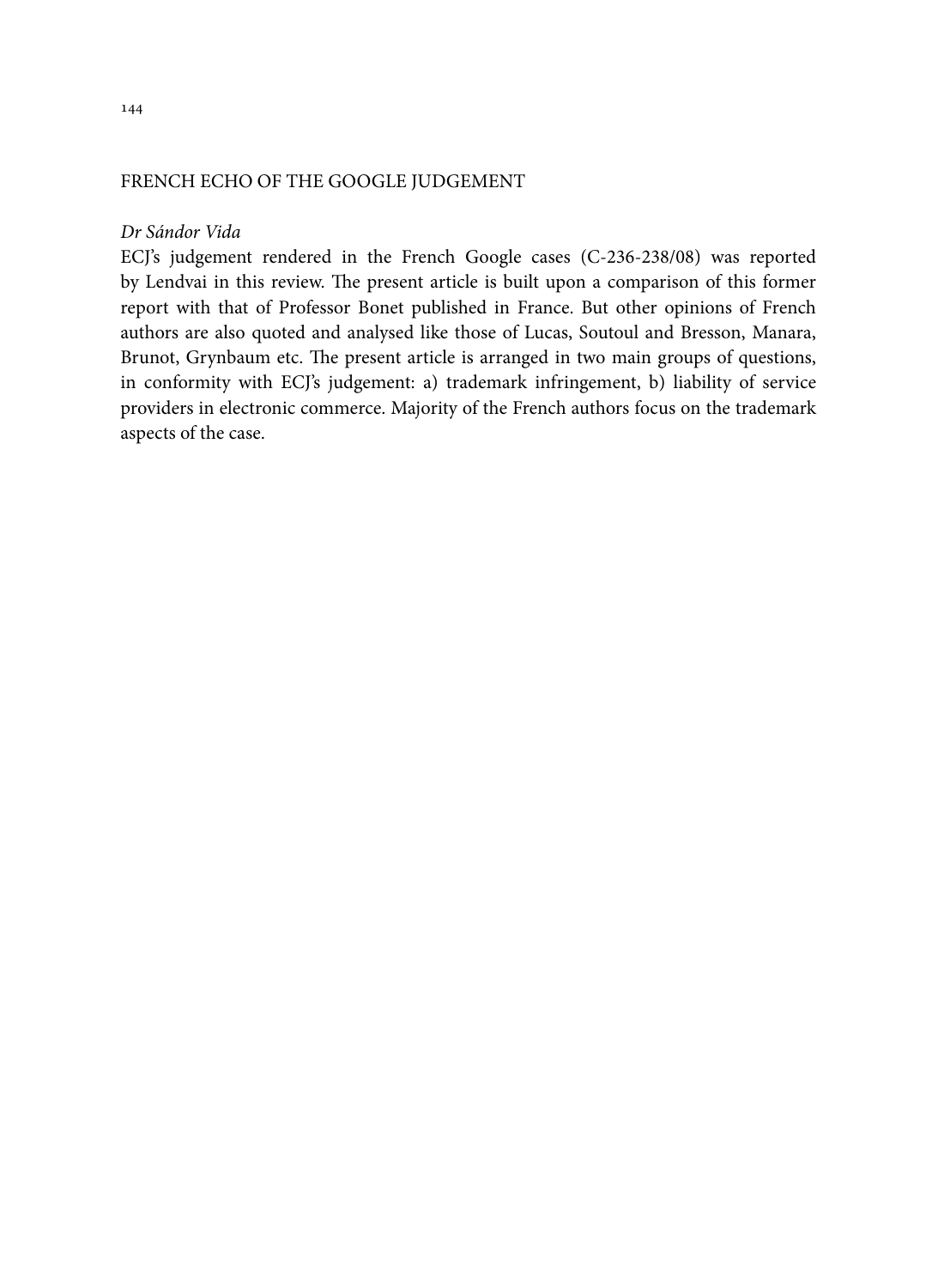## FRENCH ECHO OF THE GOOGLE JUDGEMENT

*Dr Sándor Vida*

ECJ's judgement rendered in the French Google cases (C-236-238/08) was reported by Lendvai in this review. The present article is built upon a comparison of this former report with that of Professor Bonet published in France. But other opinions of French authors are also quoted and analysed like those of Lucas, Soutoul and Bresson, Manara, Brunot, Grynbaum etc. The present article is arranged in two main groups of questions, in conformity with ECJ's judgement: a) trademark infringement, b) liability of service providers in electronic commerce. Majority of the French authors focus on the trademark aspects of the case.